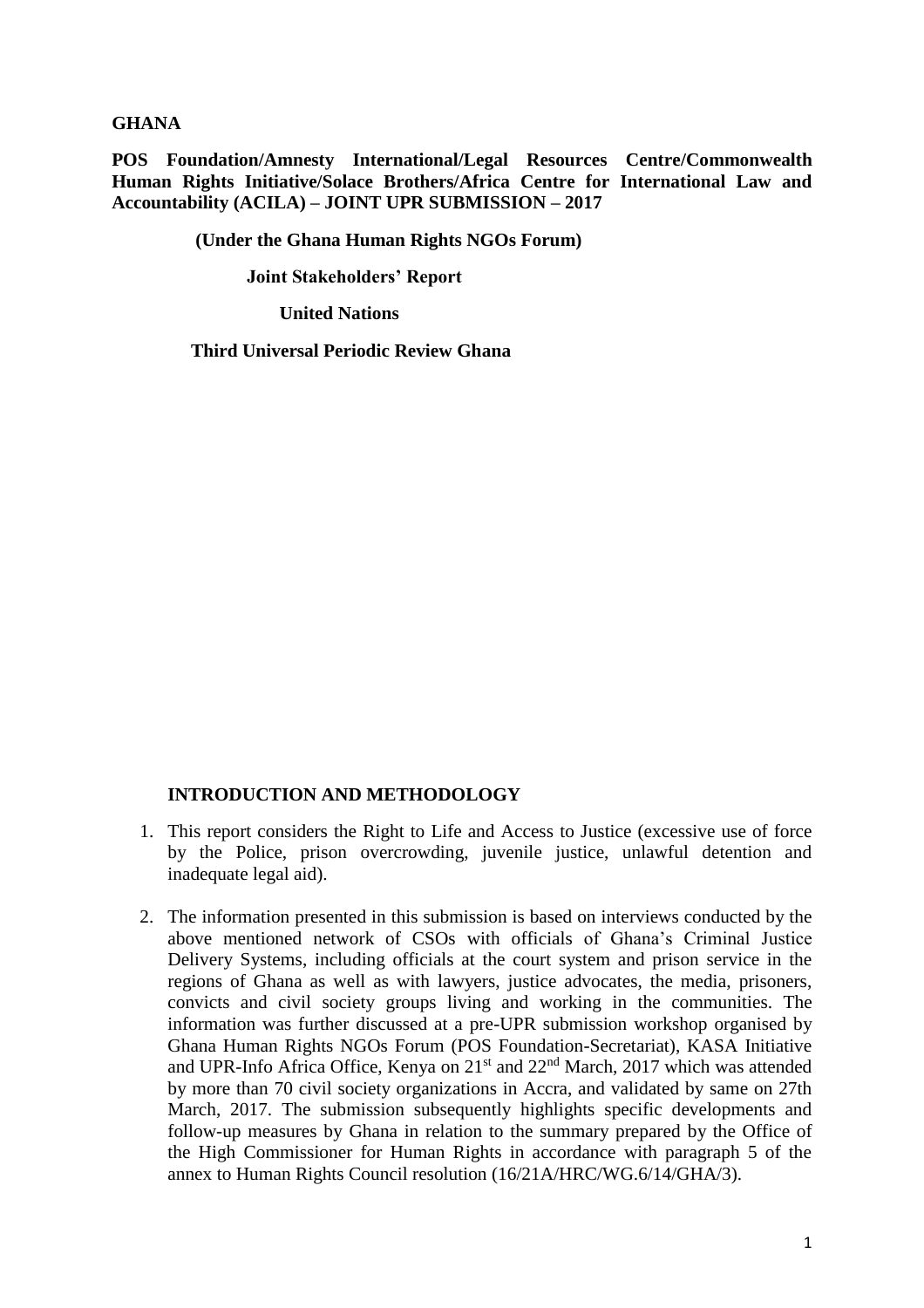**GHANA**

**POS Foundation/Amnesty International/Legal Resources Centre/Commonwealth Human Rights Initiative/Solace Brothers/Africa Centre for International Law and Accountability (ACILA) – JOINT UPR SUBMISSION – 2017**

**(Under the Ghana Human Rights NGOs Forum)**

**Joint Stakeholders' Report**

**United Nations**

**Third Universal Periodic Review Ghana**

## INTRODUCTION AND METHODOLOGY

1. This report considers the Right to Life and Access to Justice (excessive use of force by the Police, prison overcrowding, juvenile justice, unlawful detention and inadequate legal aid).

2. The information presented in this submission is based on interviews conducted by the above mentioned network of CSOs with officials of Ghana's Criminal Justice Delivery Systems, including officials at the court system and prison service in the regions of Ghana as well as with lawyers, justice advocates, the media, prisoners, convicts and civil society groups living and working in the communities. The information was further discussed at a pre-UPR submission workshop organised by Ghana Human Rights NGOs Forum (POS Foundation-Secretariat), KASA Initiative and UPR-Info Africa Office, Kenya on 21st and 22nd March, 2017 which was attended by more than 70 civil society organizations in Accra, and validated by same on 27th March, 2017. The submission subsequently highlights specific developments and follow-up measures by Ghana in relation to the summary prepared by the Office of the High Commissioner for Human Rights in accordance with paragraph 5 of the annex to Human Rights Council resolution (16/21A/HRC/WG.6/14/GHA/3).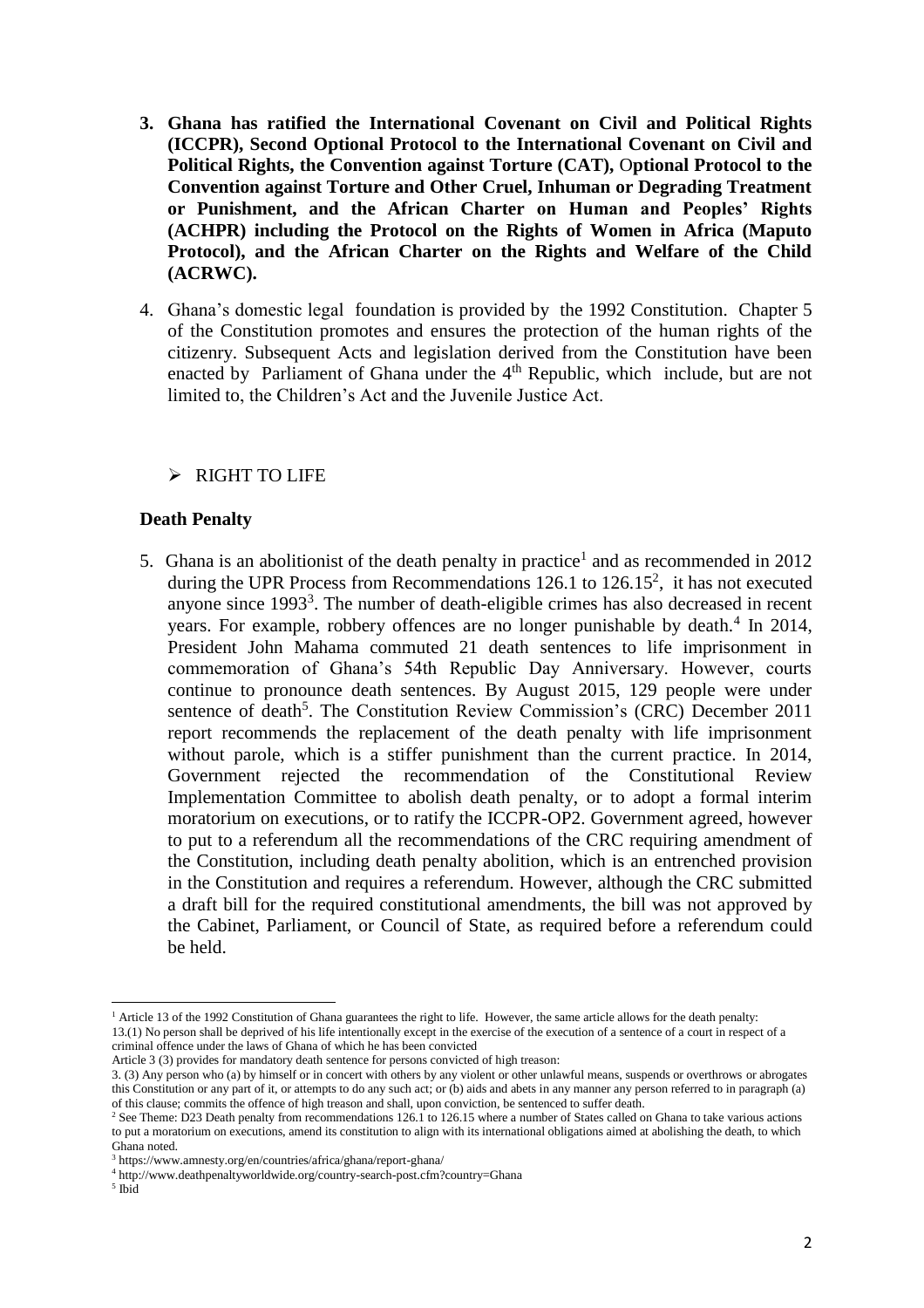3. **Ghana has ratified the International Covenant on Civil and Political Rights (ICCPR), Second Optional Protocol to the International Covenant on Civil and Political Rights, the Convention against Torture (CAT), Optional Protocol to the Convention against Torture and Other Cruel, Inhuman or Degrading Treatment or Punishment, and the African Charter on Human and Peoples' Rights (ACHPR) including the Protocol on the Rights of Women in Africa (Maputo Protocol), and the African Charter on the Rights and Welfare of the Child (ACRWC).**

4. Ghana's domestic legal foundation is provided by the 1992 Constitution. Chapter 5 of the Constitution promotes and ensures the protection of the human rights of the citizenry. Subsequent Acts and legislation derived from the Constitution have been enacted by Parliament of Ghana under the 4th Republic, which include, but are not limited to, the Children's Act and the Juvenile Justice Act.

- RIGHT TO LIFE

### Death Penalty

5. Ghana is an abolitionist of the death penalty in practice[1] and as recommended in 2012 during the UPR Process from Recommendations 126.1 to 126.15[2], it has not executed anyone since 1993[3]. The number of death-eligible crimes has also decreased in recent years. For example, robbery offences are no longer punishable by death.[4] In 2014, President John Mahama commuted 21 death sentences to life imprisonment in commemoration of Ghana's 54th Republic Day Anniversary. However, courts continue to pronounce death sentences. By August 2015, 129 people were under sentence of death[5]. The Constitution Review Commission's (CRC) December 2011 report recommends the replacement of the death penalty with life imprisonment without parole, which is a stiffer punishment than the current practice. In 2014, Government rejected the recommendation of the Constitutional Review Implementation Committee to abolish death penalty, or to adopt a formal interim moratorium on executions, or to ratify the ICCPR-OP2. Government agreed, however to put to a referendum all the recommendations of the CRC requiring amendment of the Constitution, including death penalty abolition, which is an entrenched provision in the Constitution and requires a referendum. However, although the CRC submitted a draft bill for the required constitutional amendments, the bill was not approved by the Cabinet, Parliament, or Council of State, as required before a referendum could be held.

---

[1] Article 13 of the 1992 Constitution of Ghana guarantees the right to life. However, the same article allows for the death penalty:
13.(1) No person shall be deprived of his life intentionally except in the exercise of the execution of a sentence of a court in respect of a criminal offence under the laws of Ghana of which he has been convicted
Article 3 (3) provides for mandatory death sentence for persons convicted of high treason:
3. (3) Any person who (a) by himself or in concert with others by any violent or other unlawful means, suspends or overthrows or abrogates this Constitution or any part of it, or attempts to do any such act; or (b) aids and abets in any manner any person referred to in paragraph (a) of this clause; commits the offence of high treason and shall, upon conviction, be sentenced to suffer death.

[2] See Theme: D23 Death penalty from recommendations 126.1 to 126.15 where a number of States called on Ghana to take various actions to put a moratorium on executions, amend its constitution to align with its international obligations aimed at abolishing the death, to which Ghana noted.

[3] https://www.amnesty.org/en/countries/africa/ghana/report-ghana/

[4] http://www.deathpenaltyworldwide.org/country-search-post.cfm?country=Ghana

[5] Ibid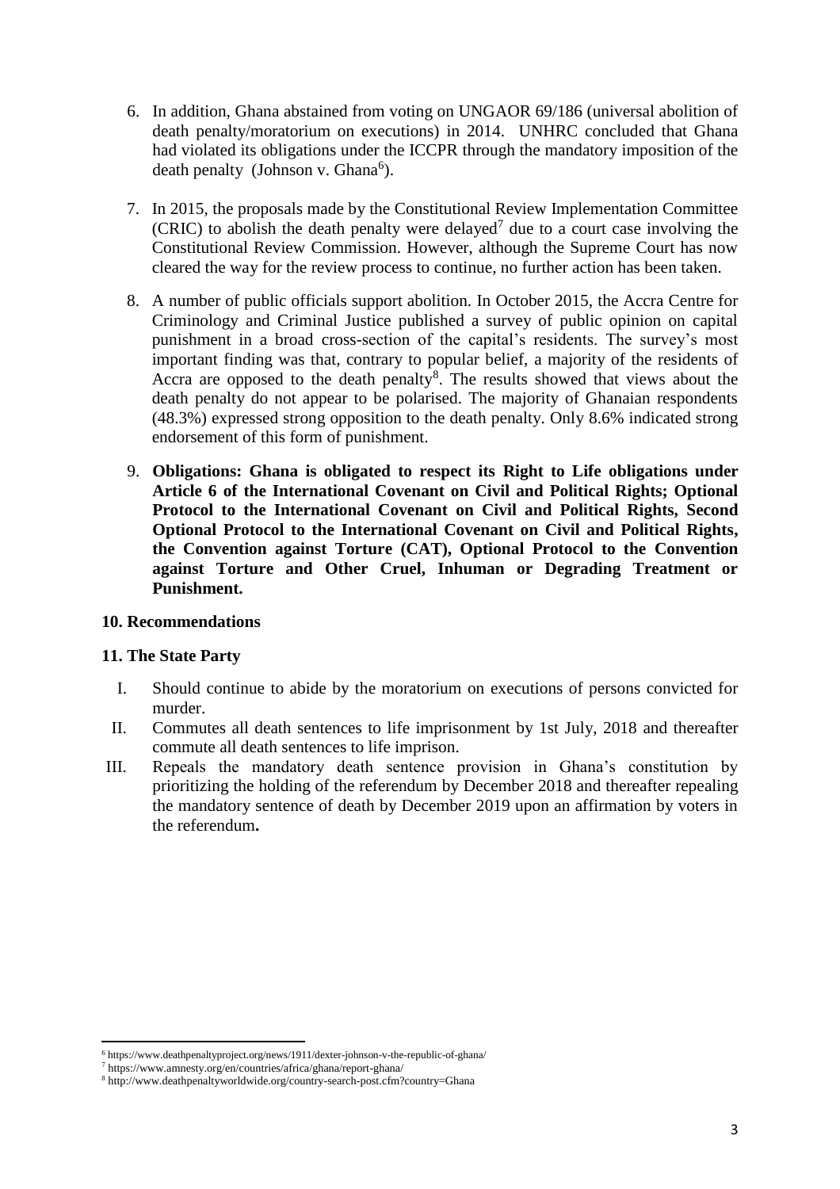6. In addition, Ghana abstained from voting on UNGAOR 69/186 (universal abolition of death penalty/moratorium on executions) in 2014. UNHRC concluded that Ghana had violated its obligations under the ICCPR through the mandatory imposition of the death penalty (Johnson v. Ghana[6]).

7. In 2015, the proposals made by the Constitutional Review Implementation Committee (CRIC) to abolish the death penalty were delayed[7] due to a court case involving the Constitutional Review Commission. However, although the Supreme Court has now cleared the way for the review process to continue, no further action has been taken.

8. A number of public officials support abolition. In October 2015, the Accra Centre for Criminology and Criminal Justice published a survey of public opinion on capital punishment in a broad cross-section of the capital's residents. The survey's most important finding was that, contrary to popular belief, a majority of the residents of Accra are opposed to the death penalty[8]. The results showed that views about the death penalty do not appear to be polarised. The majority of Ghanaian respondents (48.3%) expressed strong opposition to the death penalty. Only 8.6% indicated strong endorsement of this form of punishment.

9. **Obligations: Ghana is obligated to respect its Right to Life obligations under Article 6 of the International Covenant on Civil and Political Rights; Optional Protocol to the International Covenant on Civil and Political Rights, Second Optional Protocol to the International Covenant on Civil and Political Rights, the Convention against Torture (CAT), Optional Protocol to the Convention against Torture and Other Cruel, Inhuman or Degrading Treatment or Punishment.**

**10. Recommendations**

**11. The State Party**

I. Should continue to abide by the moratorium on executions of persons convicted for murder.

II. Commutes all death sentences to life imprisonment by 1st July, 2018 and thereafter commute all death sentences to life imprison.

III. Repeals the mandatory death sentence provision in Ghana's constitution by prioritizing the holding of the referendum by December 2018 and thereafter repealing the mandatory sentence of death by December 2019 upon an affirmation by voters in the referendum**.**

---

[6] https://www.deathpenaltyproject.org/news/1911/dexter-johnson-v-the-republic-of-ghana/

[7] https://www.amnesty.org/en/countries/africa/ghana/report-ghana/

[8] http://www.deathpenaltyworldwide.org/country-search-post.cfm?country=Ghana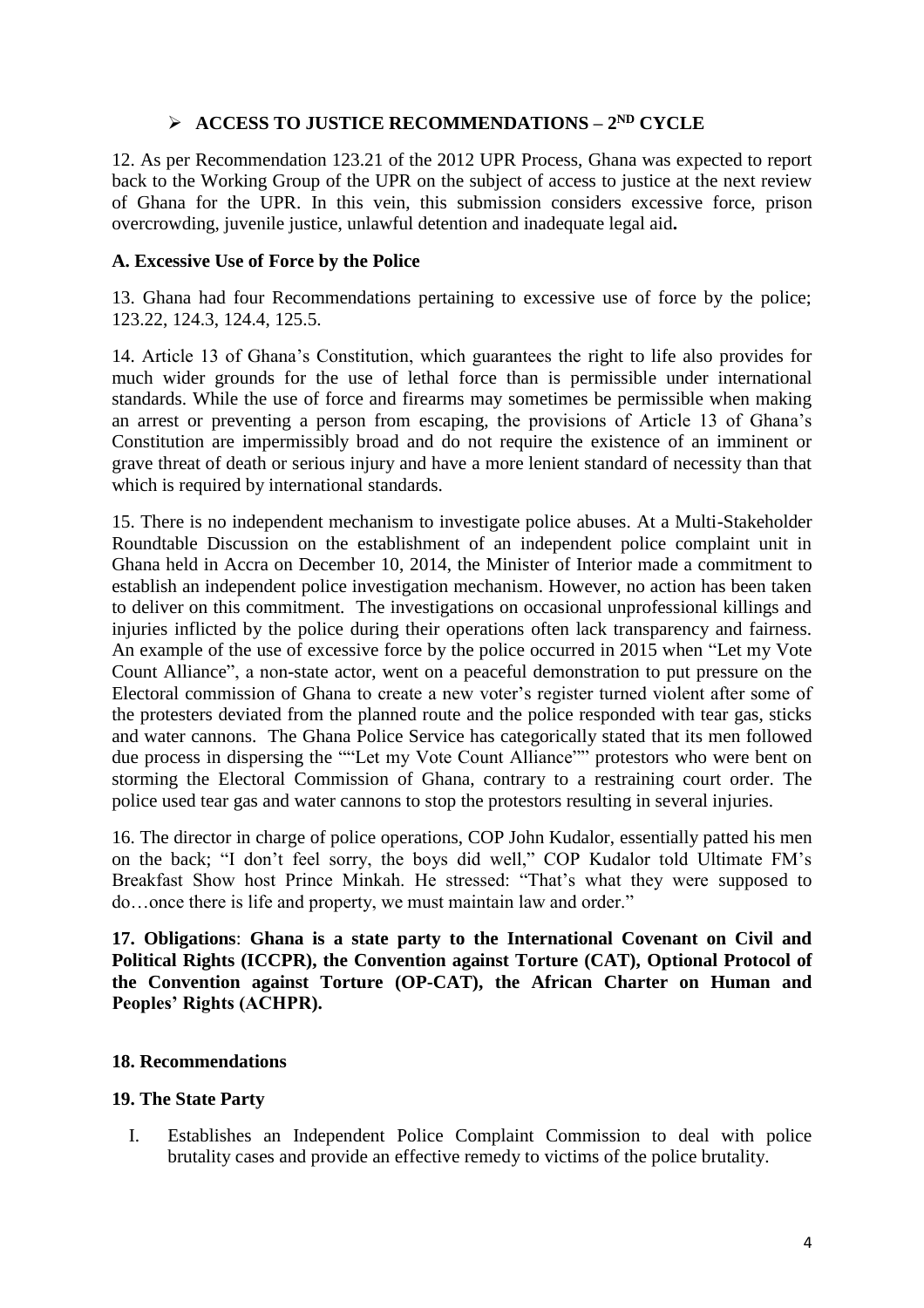- **ACCESS TO JUSTICE RECOMMENDATIONS – 2ND CYCLE**

12. As per Recommendation 123.21 of the 2012 UPR Process, Ghana was expected to report back to the Working Group of the UPR on the subject of access to justice at the next review of Ghana for the UPR. In this vein, this submission considers excessive force, prison overcrowding, juvenile justice, unlawful detention and inadequate legal aid**.**

**A. Excessive Use of Force by the Police**

13. Ghana had four Recommendations pertaining to excessive use of force by the police; 123.22, 124.3, 124.4, 125.5.

14. Article 13 of Ghana's Constitution, which guarantees the right to life also provides for much wider grounds for the use of lethal force than is permissible under international standards. While the use of force and firearms may sometimes be permissible when making an arrest or preventing a person from escaping, the provisions of Article 13 of Ghana's Constitution are impermissibly broad and do not require the existence of an imminent or grave threat of death or serious injury and have a more lenient standard of necessity than that which is required by international standards.

15. There is no independent mechanism to investigate police abuses. At a Multi-Stakeholder Roundtable Discussion on the establishment of an independent police complaint unit in Ghana held in Accra on December 10, 2014, the Minister of Interior made a commitment to establish an independent police investigation mechanism. However, no action has been taken to deliver on this commitment. The investigations on occasional unprofessional killings and injuries inflicted by the police during their operations often lack transparency and fairness. An example of the use of excessive force by the police occurred in 2015 when "Let my Vote Count Alliance", a non-state actor, went on a peaceful demonstration to put pressure on the Electoral commission of Ghana to create a new voter's register turned violent after some of the protesters deviated from the planned route and the police responded with tear gas, sticks and water cannons. The Ghana Police Service has categorically stated that its men followed due process in dispersing the ""Let my Vote Count Alliance"" protestors who were bent on storming the Electoral Commission of Ghana, contrary to a restraining court order. The police used tear gas and water cannons to stop the protestors resulting in several injuries.

16. The director in charge of police operations, COP John Kudalor, essentially patted his men on the back; "I don't feel sorry, the boys did well," COP Kudalor told Ultimate FM's Breakfast Show host Prince Minkah. He stressed: "That's what they were supposed to do…once there is life and property, we must maintain law and order."

**17. Obligations**: **Ghana is a state party to the International Covenant on Civil and Political Rights (ICCPR), the Convention against Torture (CAT), Optional Protocol of the Convention against Torture (OP-CAT), the African Charter on Human and Peoples' Rights (ACHPR).**

**18. Recommendations**

**19. The State Party**

I. Establishes an Independent Police Complaint Commission to deal with police brutality cases and provide an effective remedy to victims of the police brutality.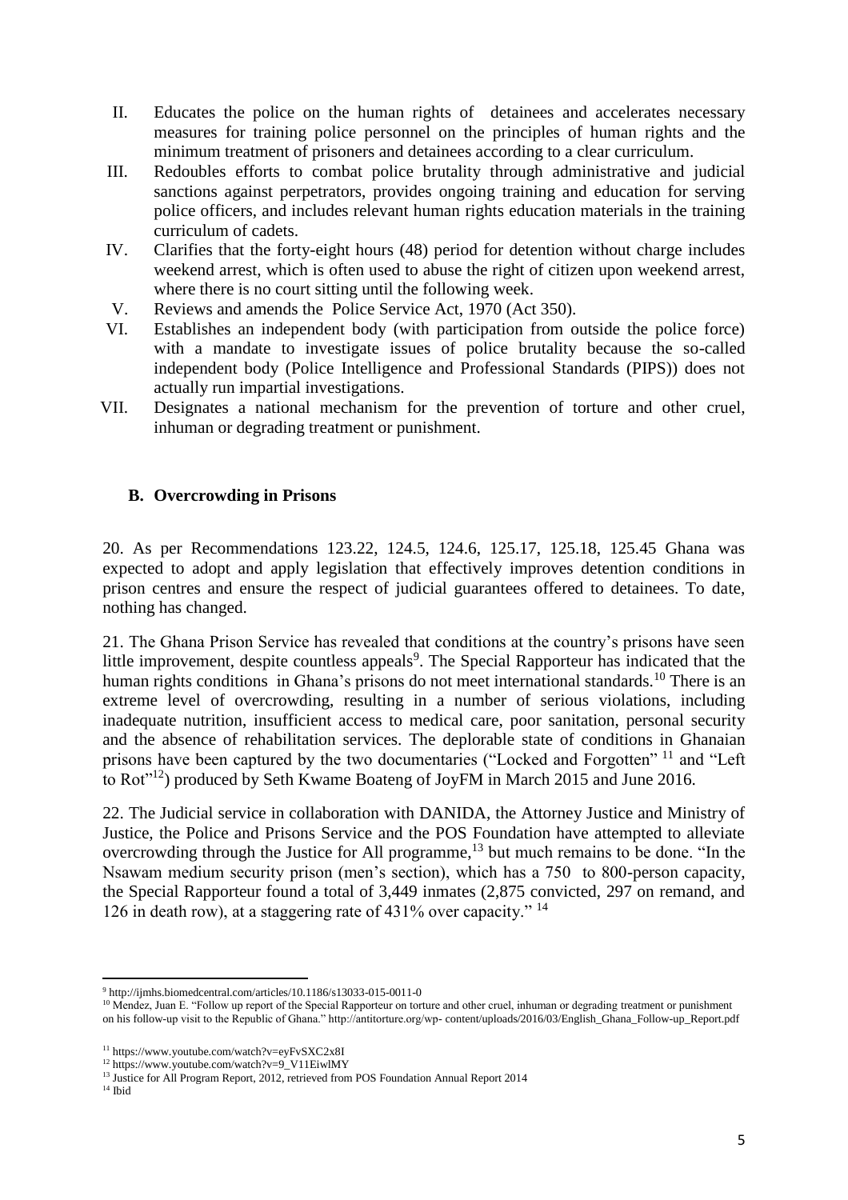II. Educates the police on the human rights of detainees and accelerates necessary measures for training police personnel on the principles of human rights and the minimum treatment of prisoners and detainees according to a clear curriculum.
III. Redoubles efforts to combat police brutality through administrative and judicial sanctions against perpetrators, provides ongoing training and education for serving police officers, and includes relevant human rights education materials in the training curriculum of cadets.
IV. Clarifies that the forty-eight hours (48) period for detention without charge includes weekend arrest, which is often used to abuse the right of citizen upon weekend arrest, where there is no court sitting until the following week.
V. Reviews and amends the Police Service Act, 1970 (Act 350).
VI. Establishes an independent body (with participation from outside the police force) with a mandate to investigate issues of police brutality because the so-called independent body (Police Intelligence and Professional Standards (PIPS)) does not actually run impartial investigations.
VII. Designates a national mechanism for the prevention of torture and other cruel, inhuman or degrading treatment or punishment.

### B. Overcrowding in Prisons

20. As per Recommendations 123.22, 124.5, 124.6, 125.17, 125.18, 125.45 Ghana was expected to adopt and apply legislation that effectively improves detention conditions in prison centres and ensure the respect of judicial guarantees offered to detainees. To date, nothing has changed.

21. The Ghana Prison Service has revealed that conditions at the country's prisons have seen little improvement, despite countless appeals[9]. The Special Rapporteur has indicated that the human rights conditions in Ghana's prisons do not meet international standards.[10] There is an extreme level of overcrowding, resulting in a number of serious violations, including inadequate nutrition, insufficient access to medical care, poor sanitation, personal security and the absence of rehabilitation services. The deplorable state of conditions in Ghanaian prisons have been captured by the two documentaries ("Locked and Forgotten" [11] and "Left to Rot"[12]) produced by Seth Kwame Boateng of JoyFM in March 2015 and June 2016.

22. The Judicial service in collaboration with DANIDA, the Attorney Justice and Ministry of Justice, the Police and Prisons Service and the POS Foundation have attempted to alleviate overcrowding through the Justice for All programme,[13] but much remains to be done. "In the Nsawam medium security prison (men's section), which has a 750 to 800-person capacity, the Special Rapporteur found a total of 3,449 inmates (2,875 convicted, 297 on remand, and 126 in death row), at a staggering rate of 431% over capacity." [14]

---

[9] http://ijmhs.biomedcentral.com/articles/10.1186/s13033-015-0011-0

[10] Mendez, Juan E. "Follow up report of the Special Rapporteur on torture and other cruel, inhuman or degrading treatment or punishment on his follow-up visit to the Republic of Ghana." http://antitorture.org/wp- content/uploads/2016/03/English_Ghana_Follow-up_Report.pdf

[11] https://www.youtube.com/watch?v=eyFvSXC2x8I

[12] https://www.youtube.com/watch?v=9_V11EiwlMY

[13] Justice for All Program Report, 2012, retrieved from POS Foundation Annual Report 2014

[14] Ibid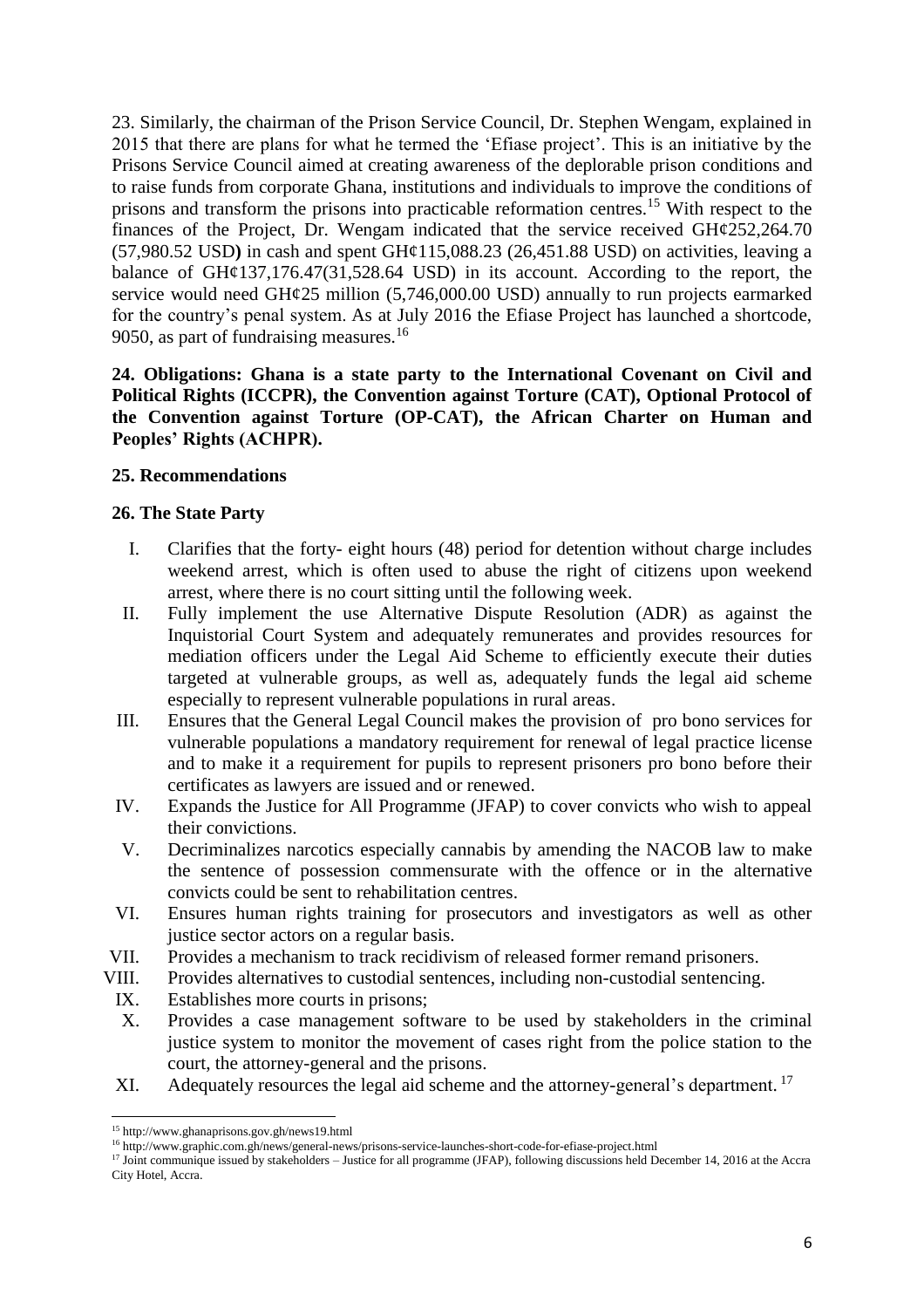23. Similarly, the chairman of the Prison Service Council, Dr. Stephen Wengam, explained in 2015 that there are plans for what he termed the 'Efiase project'. This is an initiative by the Prisons Service Council aimed at creating awareness of the deplorable prison conditions and to raise funds from corporate Ghana, institutions and individuals to improve the conditions of prisons and transform the prisons into practicable reformation centres.[15] With respect to the finances of the Project, Dr. Wengam indicated that the service received GH¢252,264.70 (57,980.52 USD**)** in cash and spent GH¢115,088.23 (26,451.88 USD) on activities, leaving a balance of GH¢137,176.47(31,528.64 USD) in its account. According to the report, the service would need GH¢25 million (5,746,000.00 USD) annually to run projects earmarked for the country's penal system. As at July 2016 the Efiase Project has launched a shortcode, 9050, as part of fundraising measures.[16]

**24. Obligations: Ghana is a state party to the International Covenant on Civil and Political Rights (ICCPR), the Convention against Torture (CAT), Optional Protocol of the Convention against Torture (OP-CAT), the African Charter on Human and Peoples' Rights (ACHPR).**

**25. Recommendations**

**26. The State Party**

I. Clarifies that the forty- eight hours (48) period for detention without charge includes weekend arrest, which is often used to abuse the right of citizens upon weekend arrest, where there is no court sitting until the following week.
II. Fully implement the use Alternative Dispute Resolution (ADR) as against the Inquistorial Court System and adequately remunerates and provides resources for mediation officers under the Legal Aid Scheme to efficiently execute their duties targeted at vulnerable groups, as well as, adequately funds the legal aid scheme especially to represent vulnerable populations in rural areas.
III. Ensures that the General Legal Council makes the provision of pro bono services for vulnerable populations a mandatory requirement for renewal of legal practice license and to make it a requirement for pupils to represent prisoners pro bono before their certificates as lawyers are issued and or renewed.
IV. Expands the Justice for All Programme (JFAP) to cover convicts who wish to appeal their convictions.
V. Decriminalizes narcotics especially cannabis by amending the NACOB law to make the sentence of possession commensurate with the offence or in the alternative convicts could be sent to rehabilitation centres.
VI. Ensures human rights training for prosecutors and investigators as well as other justice sector actors on a regular basis.
VII. Provides a mechanism to track recidivism of released former remand prisoners.
VIII. Provides alternatives to custodial sentences, including non-custodial sentencing.
IX. Establishes more courts in prisons;
X. Provides a case management software to be used by stakeholders in the criminal justice system to monitor the movement of cases right from the police station to the court, the attorney-general and the prisons.
XI. Adequately resources the legal aid scheme and the attorney-general's department. [17]

---

[15] http://www.ghanaprisons.gov.gh/news19.html

[16] http://www.graphic.com.gh/news/general-news/prisons-service-launches-short-code-for-efiase-project.html

[17] Joint communique issued by stakeholders – Justice for all programme (JFAP), following discussions held December 14, 2016 at the Accra City Hotel, Accra.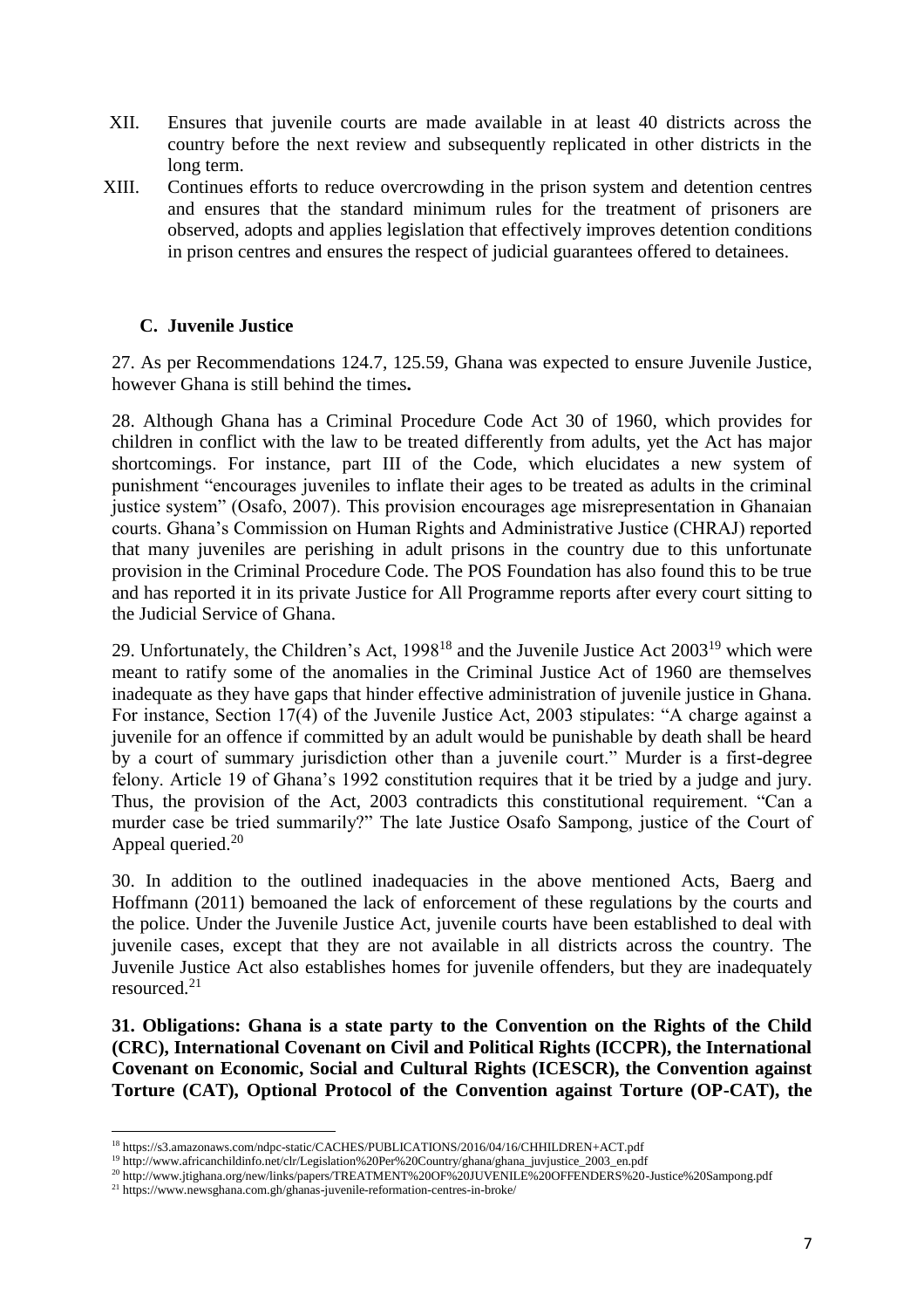XII. Ensures that juvenile courts are made available in at least 40 districts across the country before the next review and subsequently replicated in other districts in the long term.

XIII. Continues efforts to reduce overcrowding in the prison system and detention centres and ensures that the standard minimum rules for the treatment of prisoners are observed, adopts and applies legislation that effectively improves detention conditions in prison centres and ensures the respect of judicial guarantees offered to detainees.

### C. Juvenile Justice

27. As per Recommendations 124.7, 125.59, Ghana was expected to ensure Juvenile Justice, however Ghana is still behind the times**.**

28. Although Ghana has a Criminal Procedure Code Act 30 of 1960, which provides for children in conflict with the law to be treated differently from adults, yet the Act has major shortcomings. For instance, part III of the Code, which elucidates a new system of punishment "encourages juveniles to inflate their ages to be treated as adults in the criminal justice system" (Osafo, 2007). This provision encourages age misrepresentation in Ghanaian courts. Ghana's Commission on Human Rights and Administrative Justice (CHRAJ) reported that many juveniles are perishing in adult prisons in the country due to this unfortunate provision in the Criminal Procedure Code. The POS Foundation has also found this to be true and has reported it in its private Justice for All Programme reports after every court sitting to the Judicial Service of Ghana.

29. Unfortunately, the Children's Act, 1998[18] and the Juvenile Justice Act 2003[19] which were meant to ratify some of the anomalies in the Criminal Justice Act of 1960 are themselves inadequate as they have gaps that hinder effective administration of juvenile justice in Ghana. For instance, Section 17(4) of the Juvenile Justice Act, 2003 stipulates: "A charge against a juvenile for an offence if committed by an adult would be punishable by death shall be heard by a court of summary jurisdiction other than a juvenile court." Murder is a first-degree felony. Article 19 of Ghana's 1992 constitution requires that it be tried by a judge and jury. Thus, the provision of the Act, 2003 contradicts this constitutional requirement. "Can a murder case be tried summarily?" The late Justice Osafo Sampong, justice of the Court of Appeal queried.[20]

30. In addition to the outlined inadequacies in the above mentioned Acts, Baerg and Hoffmann (2011) bemoaned the lack of enforcement of these regulations by the courts and the police. Under the Juvenile Justice Act, juvenile courts have been established to deal with juvenile cases, except that they are not available in all districts across the country. The Juvenile Justice Act also establishes homes for juvenile offenders, but they are inadequately resourced.[21]

**31. Obligations: Ghana is a state party to the Convention on the Rights of the Child (CRC), International Covenant on Civil and Political Rights (ICCPR), the International Covenant on Economic, Social and Cultural Rights (ICESCR), the Convention against Torture (CAT), Optional Protocol of the Convention against Torture (OP-CAT), the**

---

[18] https://s3.amazonaws.com/ndpc-static/CACHES/PUBLICATIONS/2016/04/16/CHHILDREN+ACT.pdf

[19] http://www.africanchildinfo.net/clr/Legislation%20Per%20Country/ghana/ghana_juvjustice_2003_en.pdf

[20] http://www.jtighana.org/new/links/papers/TREATMENT%20OF%20JUVENILE%20OFFENDERS%20-Justice%20Sampong.pdf

[21] https://www.newsghana.com.gh/ghanas-juvenile-reformation-centres-in-broke/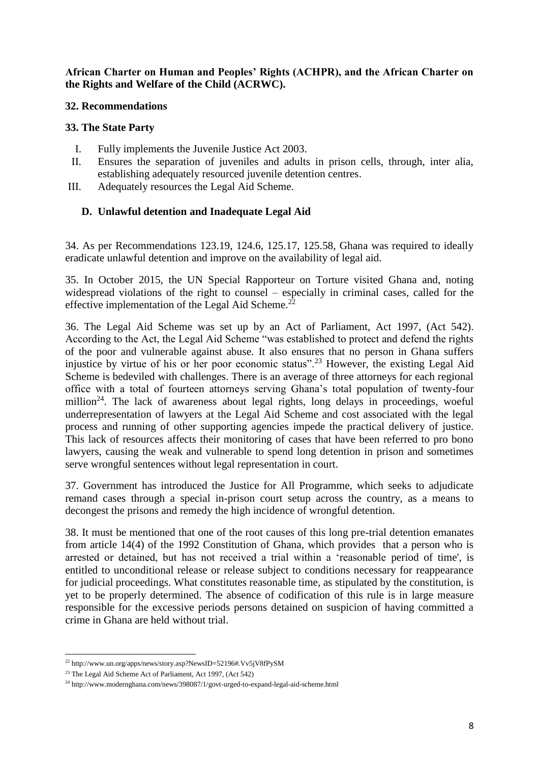**African Charter on Human and Peoples' Rights (ACHPR), and the African Charter on the Rights and Welfare of the Child (ACRWC).**

**32. Recommendations**

**33. The State Party**

- I. Fully implements the Juvenile Justice Act 2003.
- II. Ensures the separation of juveniles and adults in prison cells, through, inter alia, establishing adequately resourced juvenile detention centres.
- III. Adequately resources the Legal Aid Scheme.

### D. Unlawful detention and Inadequate Legal Aid

34. As per Recommendations 123.19, 124.6, 125.17, 125.58, Ghana was required to ideally eradicate unlawful detention and improve on the availability of legal aid.

35. In October 2015, the UN Special Rapporteur on Torture visited Ghana and, noting widespread violations of the right to counsel – especially in criminal cases, called for the effective implementation of the Legal Aid Scheme.[22]

36. The Legal Aid Scheme was set up by an Act of Parliament, Act 1997, (Act 542). According to the Act, the Legal Aid Scheme "was established to protect and defend the rights of the poor and vulnerable against abuse. It also ensures that no person in Ghana suffers injustice by virtue of his or her poor economic status".[23] However, the existing Legal Aid Scheme is bedeviled with challenges. There is an average of three attorneys for each regional office with a total of fourteen attorneys serving Ghana's total population of twenty-four million[24]. The lack of awareness about legal rights, long delays in proceedings, woeful underrepresentation of lawyers at the Legal Aid Scheme and cost associated with the legal process and running of other supporting agencies impede the practical delivery of justice. This lack of resources affects their monitoring of cases that have been referred to pro bono lawyers, causing the weak and vulnerable to spend long detention in prison and sometimes serve wrongful sentences without legal representation in court.

37. Government has introduced the Justice for All Programme, which seeks to adjudicate remand cases through a special in-prison court setup across the country, as a means to decongest the prisons and remedy the high incidence of wrongful detention.

38. It must be mentioned that one of the root causes of this long pre-trial detention emanates from article 14(4) of the 1992 Constitution of Ghana, which provides that a person who is arrested or detained, but has not received a trial within a 'reasonable period of time', is entitled to unconditional release or release subject to conditions necessary for reappearance for judicial proceedings. What constitutes reasonable time, as stipulated by the constitution, is yet to be properly determined. The absence of codification of this rule is in large measure responsible for the excessive periods persons detained on suspicion of having committed a crime in Ghana are held without trial.

---

[22] http://www.un.org/apps/news/story.asp?NewsID=52196#.Vv5jV8fPySM

[23] The Legal Aid Scheme Act of Parliament, Act 1997, (Act 542)

[24] http://www.modernghana.com/news/398087/1/govt-urged-to-expand-legal-aid-scheme.html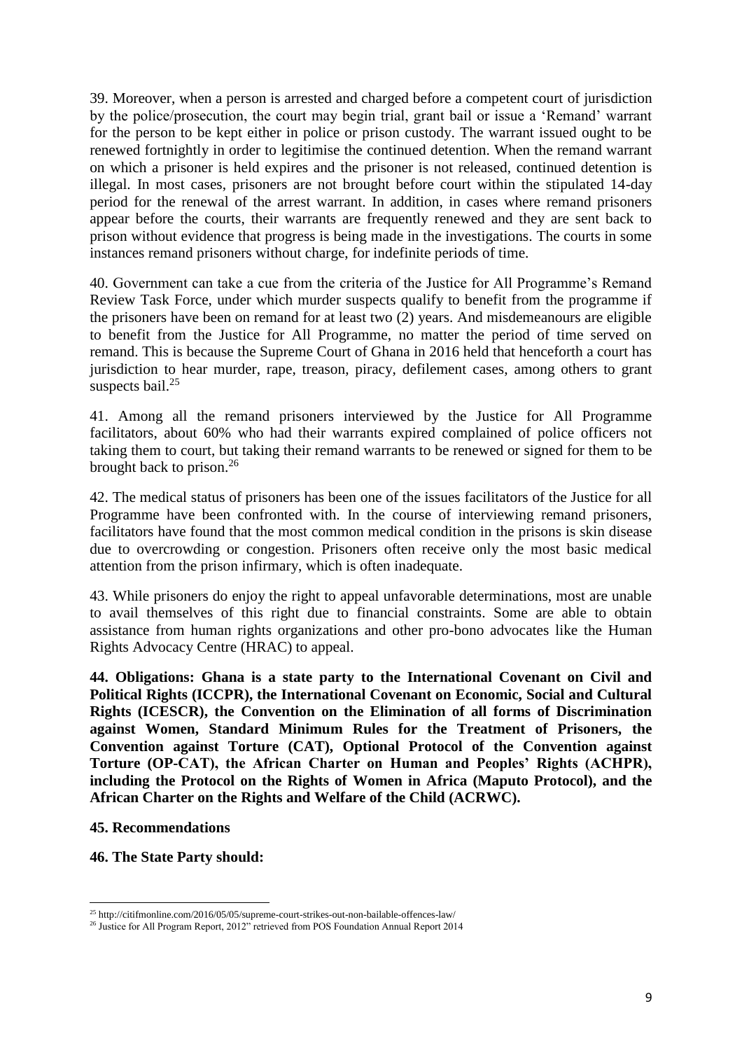39. Moreover, when a person is arrested and charged before a competent court of jurisdiction by the police/prosecution, the court may begin trial, grant bail or issue a 'Remand' warrant for the person to be kept either in police or prison custody. The warrant issued ought to be renewed fortnightly in order to legitimise the continued detention. When the remand warrant on which a prisoner is held expires and the prisoner is not released, continued detention is illegal. In most cases, prisoners are not brought before court within the stipulated 14-day period for the renewal of the arrest warrant. In addition, in cases where remand prisoners appear before the courts, their warrants are frequently renewed and they are sent back to prison without evidence that progress is being made in the investigations. The courts in some instances remand prisoners without charge, for indefinite periods of time.

40. Government can take a cue from the criteria of the Justice for All Programme's Remand Review Task Force, under which murder suspects qualify to benefit from the programme if the prisoners have been on remand for at least two (2) years. And misdemeanours are eligible to benefit from the Justice for All Programme, no matter the period of time served on remand. This is because the Supreme Court of Ghana in 2016 held that henceforth a court has jurisdiction to hear murder, rape, treason, piracy, defilement cases, among others to grant suspects bail.[25]

41. Among all the remand prisoners interviewed by the Justice for All Programme facilitators, about 60% who had their warrants expired complained of police officers not taking them to court, but taking their remand warrants to be renewed or signed for them to be brought back to prison.[26]

42. The medical status of prisoners has been one of the issues facilitators of the Justice for all Programme have been confronted with. In the course of interviewing remand prisoners, facilitators have found that the most common medical condition in the prisons is skin disease due to overcrowding or congestion. Prisoners often receive only the most basic medical attention from the prison infirmary, which is often inadequate.

43. While prisoners do enjoy the right to appeal unfavorable determinations, most are unable to avail themselves of this right due to financial constraints. Some are able to obtain assistance from human rights organizations and other pro-bono advocates like the Human Rights Advocacy Centre (HRAC) to appeal.

**44. Obligations: Ghana is a state party to the International Covenant on Civil and Political Rights (ICCPR), the International Covenant on Economic, Social and Cultural Rights (ICESCR), the Convention on the Elimination of all forms of Discrimination against Women, Standard Minimum Rules for the Treatment of Prisoners, the Convention against Torture (CAT), Optional Protocol of the Convention against Torture (OP-CAT), the African Charter on Human and Peoples' Rights (ACHPR), including the Protocol on the Rights of Women in Africa (Maputo Protocol), and the African Charter on the Rights and Welfare of the Child (ACRWC).**

**45. Recommendations**

**46. The State Party should:**

---

[25] http://citifmonline.com/2016/05/05/supreme-court-strikes-out-non-bailable-offences-law/

[26] Justice for All Program Report, 2012" retrieved from POS Foundation Annual Report 2014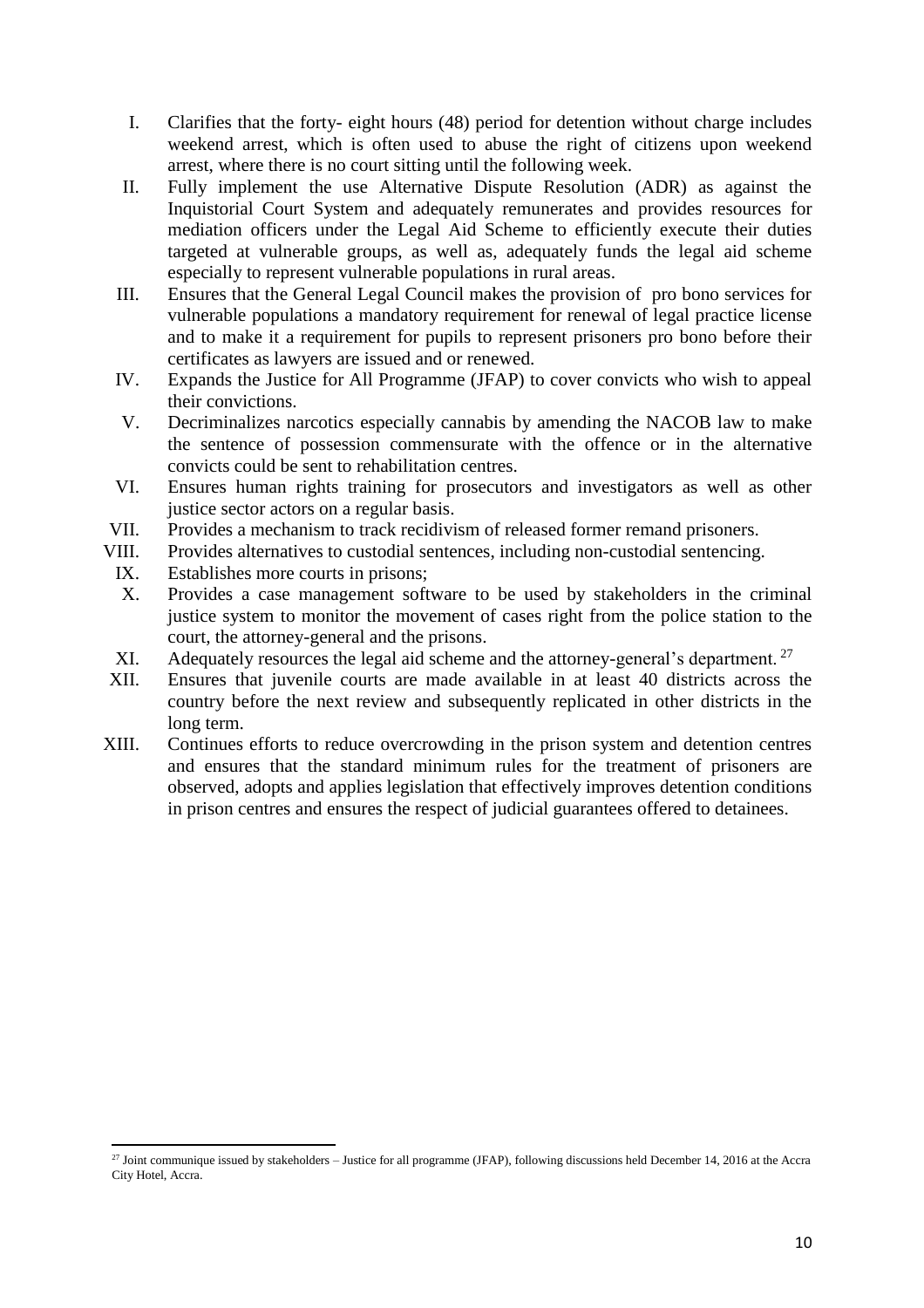I. Clarifies that the forty- eight hours (48) period for detention without charge includes weekend arrest, which is often used to abuse the right of citizens upon weekend arrest, where there is no court sitting until the following week.

II. Fully implement the use Alternative Dispute Resolution (ADR) as against the Inquistorial Court System and adequately remunerates and provides resources for mediation officers under the Legal Aid Scheme to efficiently execute their duties targeted at vulnerable groups, as well as, adequately funds the legal aid scheme especially to represent vulnerable populations in rural areas.

III. Ensures that the General Legal Council makes the provision of pro bono services for vulnerable populations a mandatory requirement for renewal of legal practice license and to make it a requirement for pupils to represent prisoners pro bono before their certificates as lawyers are issued and or renewed.

IV. Expands the Justice for All Programme (JFAP) to cover convicts who wish to appeal their convictions.

V. Decriminalizes narcotics especially cannabis by amending the NACOB law to make the sentence of possession commensurate with the offence or in the alternative convicts could be sent to rehabilitation centres.

VI. Ensures human rights training for prosecutors and investigators as well as other justice sector actors on a regular basis.

VII. Provides a mechanism to track recidivism of released former remand prisoners.

VIII. Provides alternatives to custodial sentences, including non-custodial sentencing.

IX. Establishes more courts in prisons;

X. Provides a case management software to be used by stakeholders in the criminal justice system to monitor the movement of cases right from the police station to the court, the attorney-general and the prisons.

XI. Adequately resources the legal aid scheme and the attorney-general's department.[27]

XII. Ensures that juvenile courts are made available in at least 40 districts across the country before the next review and subsequently replicated in other districts in the long term.

XIII. Continues efforts to reduce overcrowding in the prison system and detention centres and ensures that the standard minimum rules for the treatment of prisoners are observed, adopts and applies legislation that effectively improves detention conditions in prison centres and ensures the respect of judicial guarantees offered to detainees.

---

[27] Joint communique issued by stakeholders – Justice for all programme (JFAP), following discussions held December 14, 2016 at the Accra City Hotel, Accra.